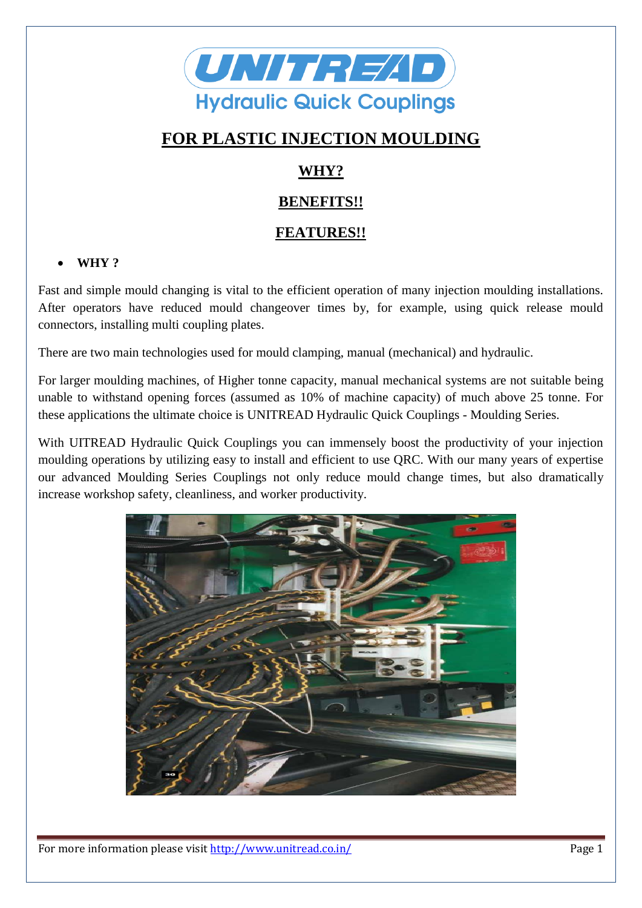**UNITREAD**
Hydraulic Quick Couplings

# FOR PLASTIC INJECTION MOULDING

## WHY?

## BENEFITS!!

## FEATURES!!

- **WHY ?**

Fast and simple mould changing is vital to the efficient operation of many injection moulding installations. After operators have reduced mould changeover times by, for example, using quick release mould connectors, installing multi coupling plates.

There are two main technologies used for mould clamping, manual (mechanical) and hydraulic.

For larger moulding machines, of Higher tonne capacity, manual mechanical systems are not suitable being unable to withstand opening forces (assumed as 10% of machine capacity) of much above 25 tonne. For these applications the ultimate choice is UNITREAD Hydraulic Quick Couplings - Moulding Series.

With UITREAD Hydraulic Quick Couplings you can immensely boost the productivity of your injection moulding operations by utilizing easy to install and efficient to use QRC. With our many years of expertise our advanced Moulding Series Couplings not only reduce mould change times, but also dramatically increase workshop safety, cleanliness, and worker productivity.

For more information please visit http://www.unitread.co.in/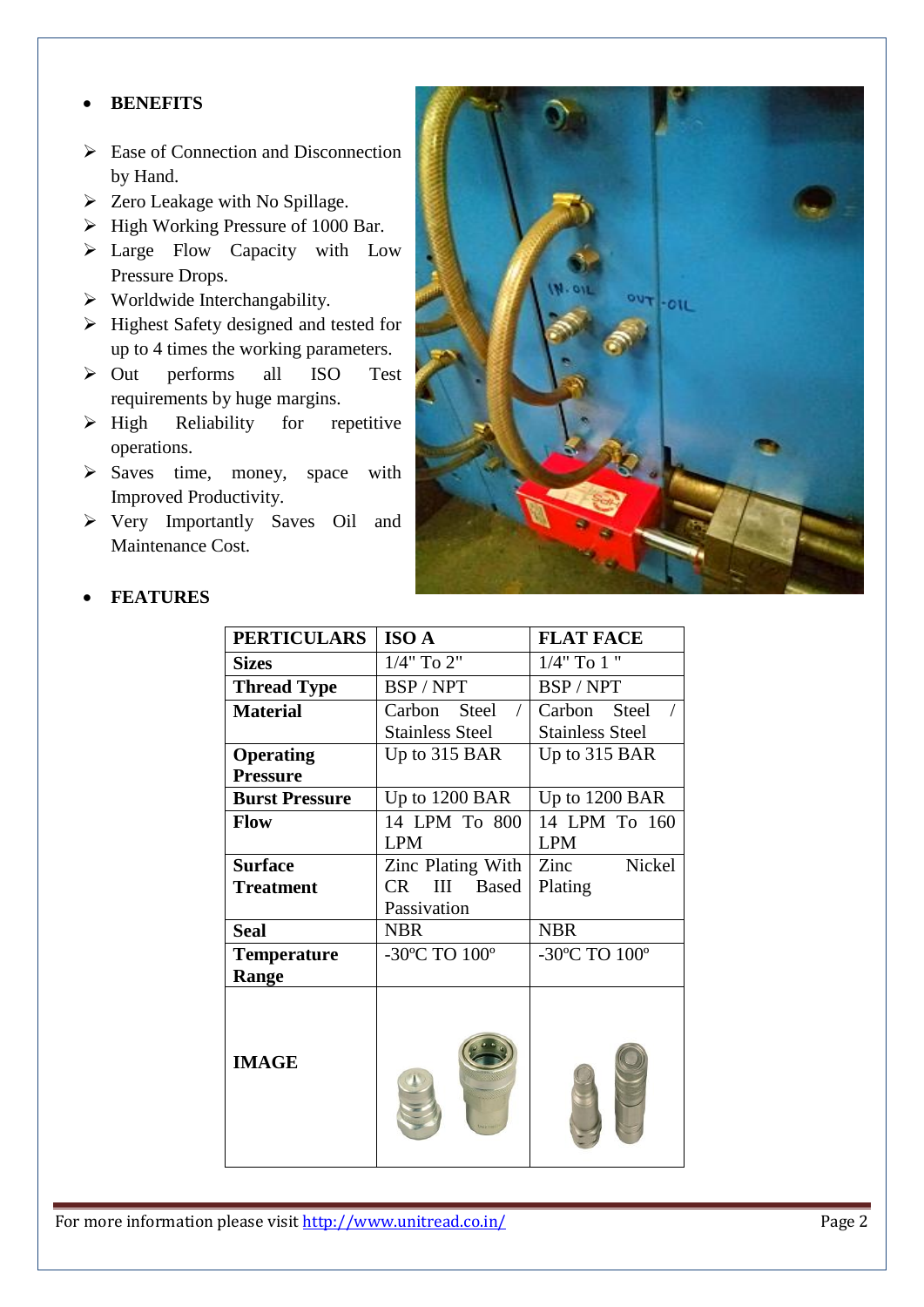- **BENEFITS**

  - Ease of Connection and Disconnection by Hand.
  - Zero Leakage with No Spillage.
  - High Working Pressure of 1000 Bar.
  - Large Flow Capacity with Low Pressure Drops.
  - Worldwide Interchangability.
  - Highest Safety designed and tested for up to 4 times the working parameters.
  - Out performs all ISO Test requirements by huge margins.
  - High Reliability for repetitive operations.
  - Saves time, money, space with Improved Productivity.
  - Very Importantly Saves Oil and Maintenance Cost.

- **FEATURES**

| PERTICULARS | ISO A | FLAT FACE |
|---|---|---|
| **Sizes** | 1/4" To 2" | 1/4" To 1 " |
| **Thread Type** | BSP / NPT | BSP / NPT |
| **Material** | Carbon Steel / Stainless Steel | Carbon Steel / Stainless Steel |
| **Operating Pressure** | Up to 315 BAR | Up to 315 BAR |
| **Burst Pressure** | Up to 1200 BAR | Up to 1200 BAR |
| **Flow** | 14 LPM To 800 LPM | 14 LPM To 160 LPM |
| **Surface Treatment** | Zinc Plating With CR III Based Passivation | Zinc Nickel Plating |
| **Seal** | NBR | NBR |
| **Temperature Range** | -30ºC TO 100º | -30ºC TO 100º |
| **IMAGE** | | |

For more information please visit http://www.unitread.co.in/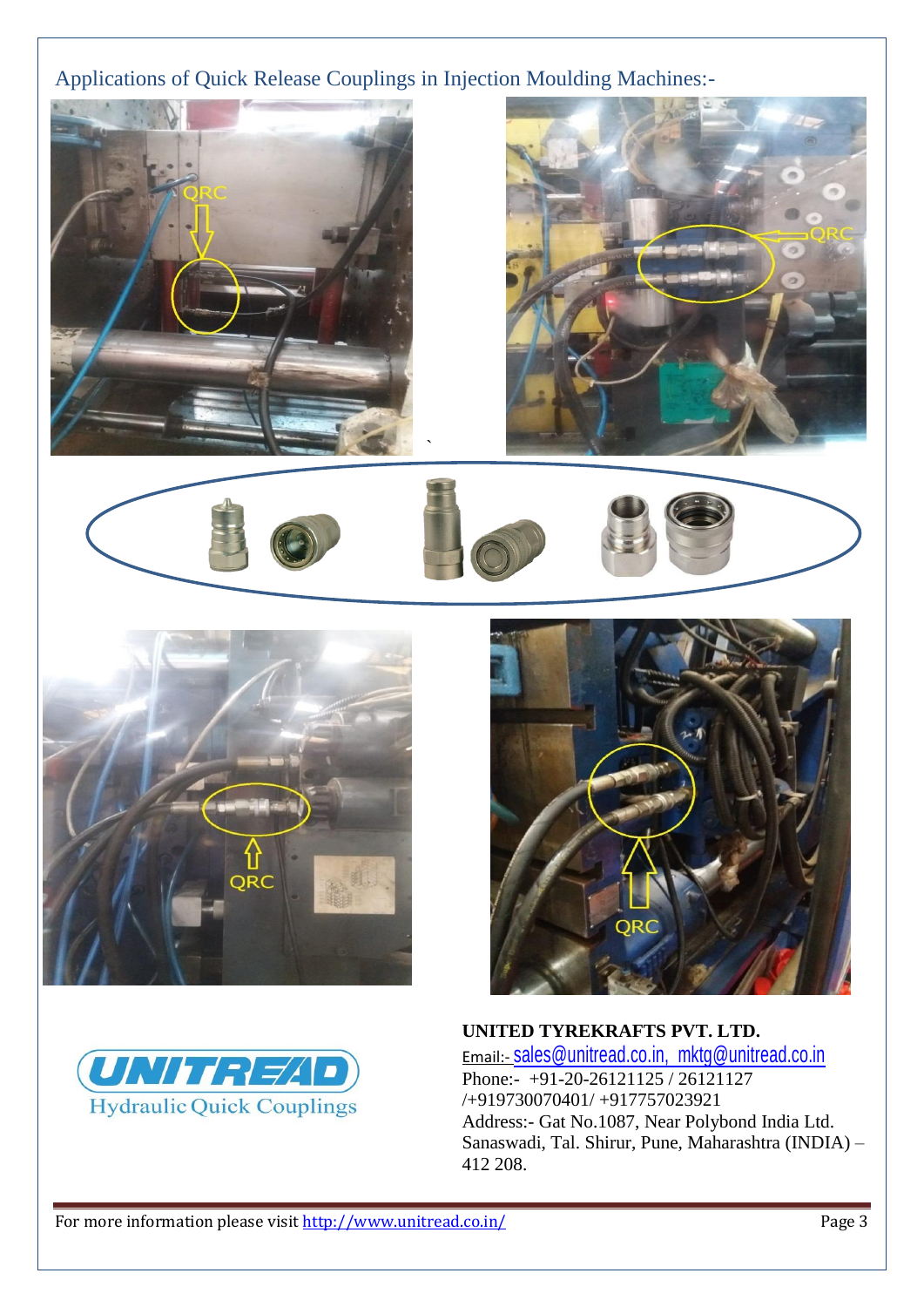## Applications of Quick Release Couplings in Injection Moulding Machines:-

**UNITED TYREKRAFTS PVT. LTD.**

Email:- sales@unitread.co.in, mktg@unitread.co.in

Phone:- +91-20-26121125 / 26121127 /+919730070401/ +917757023921

Address:- Gat No.1087, Near Polybond India Ltd. Sanaswadi, Tal. Shirur, Pune, Maharashtra (INDIA) – 412 208.

For more information please visit http://www.unitread.co.in/